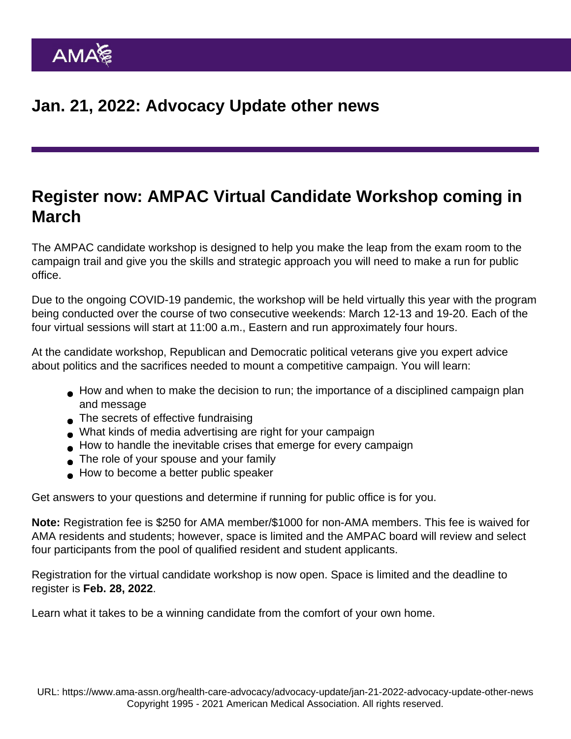# Jan. 21, 2022: Advocacy Update other news

## Register now: AMPAC Virtual Candidate Workshop coming in March

The AMPAC candidate workshop is designed to help you make the leap from the exam room to the campaign trail and give you the skills and strategic approach you will need to make a run for public office.

Due to the ongoing COVID-19 pandemic, the workshop will be held virtually this year with the program being conducted over the course of two consecutive weekends: March 12-13 and 19-20. Each of the four virtual sessions will start at 11:00 a.m., Eastern and run approximately four hours.

At the candidate workshop, Republican and Democratic political veterans give you expert advice about politics and the sacrifices needed to mount a competitive campaign. You will learn:

- How and when to make the decision to run; the importance of a disciplined campaign plan and message
- The secrets of effective fundraising
- What kinds of media advertising are right for your campaign
- How to handle the inevitable crises that emerge for every campaign
- The role of your spouse and your family
- How to become a better public speaker

Get answers to your questions and determine if running for public office is for you.

**Note:** Registration fee is $250 for AMA member/$1000 for non-AMA members. This fee is waived for AMA residents and students; however, space is limited and the AMPAC board will review and select four participants from the pool of qualified resident and student applicants.

Registration for the virtual candidate workshop is now open. Space is limited and the deadline to register is **Feb. 28, 2022**.

Learn what it takes to be a winning candidate from the comfort of your own home.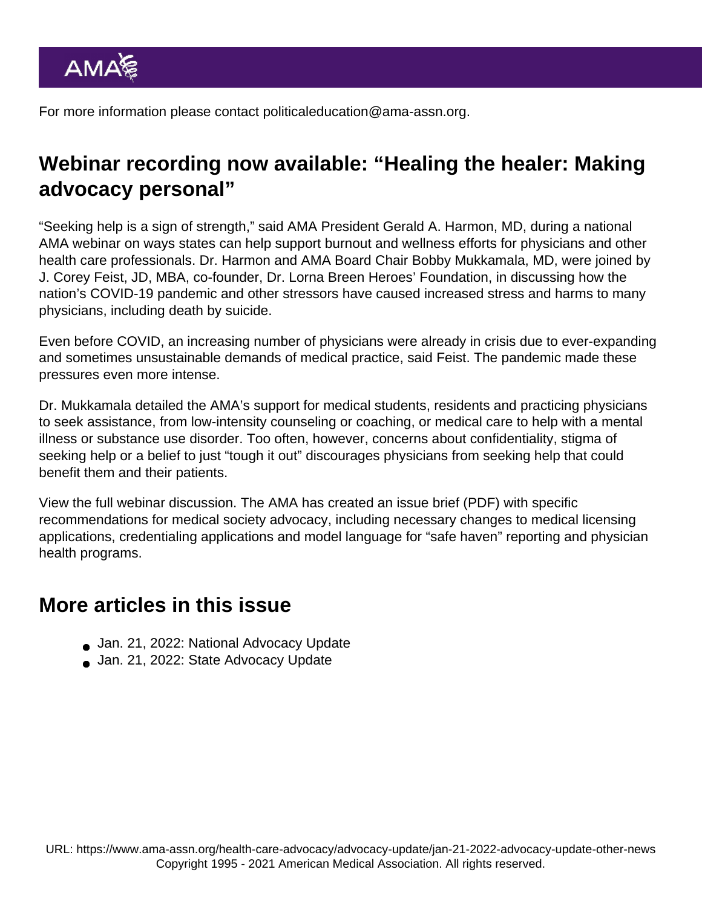For more information please contact politicaleducation@ama-assn.org.

## Webinar recording now available: "Healing the healer: Making advocacy personal"

"Seeking help is a sign of strength," said AMA President Gerald A. Harmon, MD, during a national AMA webinar on ways states can help support burnout and wellness efforts for physicians and other health care professionals. Dr. Harmon and AMA Board Chair Bobby Mukkamala, MD, were joined by J. Corey Feist, JD, MBA, co-founder, Dr. Lorna Breen Heroes' Foundation, in discussing how the nation's COVID-19 pandemic and other stressors have caused increased stress and harms to many physicians, including death by suicide.

Even before COVID, an increasing number of physicians were already in crisis due to ever-expanding and sometimes unsustainable demands of medical practice, said Feist. The pandemic made these pressures even more intense.

Dr. Mukkamala detailed the AMA's support for medical students, residents and practicing physicians to seek assistance, from low-intensity counseling or coaching, or medical care to help with a mental illness or substance use disorder. Too often, however, concerns about confidentiality, stigma of seeking help or a belief to just "tough it out" discourages physicians from seeking help that could benefit them and their patients.

View the full webinar discussion. The AMA has created an issue brief (PDF) with specific recommendations for medical society advocacy, including necessary changes to medical licensing applications, credentialing applications and model language for "safe haven" reporting and physician health programs.

## More articles in this issue

- Jan. 21, 2022: National Advocacy Update
- Jan. 21, 2022: State Advocacy Update